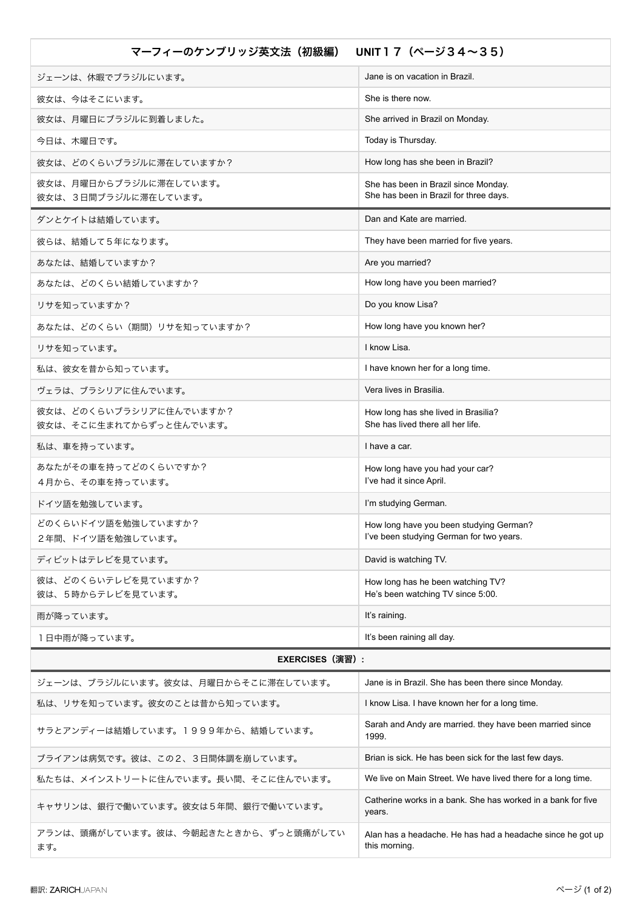| マーフィーのケンブリッジ英文法（初級編）　UNIT１７（ページ３４〜３５） | |
|---|---|
| ジェーンは、休暇でブラジルにいます。 | Jane is on vacation in Brazil. |
| 彼女は、今はそこにいます。 | She is there now. |
| 彼女は、月曜日にブラジルに到着しました。 | She arrived in Brazil on Monday. |
| 今日は、木曜日です。 | Today is Thursday. |
| 彼女は、どのくらいブラジルに滞在していますか？ | How long has she been in Brazil? |
| 彼女は、月曜日からブラジルに滞在しています。<br>彼女は、３日間ブラジルに滞在しています。 | She has been in Brazil since Monday.<br>She has been in Brazil for three days. |
| ダンとケイトは結婚しています。 | Dan and Kate are married. |
| 彼らは、結婚して５年になります。 | They have been married for five years. |
| あなたは、結婚していますか？ | Are you married? |
| あなたは、どのくらい結婚していますか？ | How long have you been married? |
| リサを知っていますか？ | Do you know Lisa? |
| あなたは、どのくらい（期間）リサを知っていますか？ | How long have you known her? |
| リサを知っています。 | I know Lisa. |
| 私は、彼女を昔から知っています。 | I have known her for a long time. |
| ヴェラは、ブラシリアに住んでいます。 | Vera lives in Brasilia. |
| 彼女は、どのくらいブラシリアに住んでいますか？<br>彼女は、そこに生まれてからずっと住んでいます。 | How long has she lived in Brasilia?<br>She has lived there all her life. |
| 私は、車を持っています。 | I have a car. |
| あなたがその車を持ってどのくらいですか？<br>４月から、その車を持っています。 | How long have you had your car?<br>I’ve had it since April. |
| ドイツ語を勉強しています。 | I’m studying German. |
| どのくらいドイツ語を勉強していますか？<br>２年間、ドイツ語を勉強しています。 | How long have you been studying German?<br>I’ve been studying German for two years. |
| ディビットはテレビを見ています。 | David is watching TV. |
| 彼は、どのくらいテレビを見ていますか？<br>彼は、５時からテレビを見ています。 | How long has he been watching TV?<br>He’s been watching TV since 5:00. |
| 雨が降っています。 | It’s raining. |
| １日中雨が降っています。 | It’s been raining all day. |
| **EXERCISES（演習）:** | |
| ジェーンは、ブラジルにいます。彼女は、月曜日からそこに滞在しています。 | Jane is in Brazil. She has been there since Monday. |
| 私は、リサを知っています。彼女のことは昔から知っています。 | I know Lisa. I have known her for a long time. |
| サラとアンディーは結婚しています。１９９９年から、結婚しています。 | Sarah and Andy are married. they have been married since 1999. |
| ブライアンは病気です。彼は、この２、３日間体調を崩しています。 | Brian is sick. He has been sick for the last few days. |
| 私たちは、メインストリートに住んでいます。長い間、そこに住んでいます。 | We live on Main Street. We have lived there for a long time. |
| キャサリンは、銀行で働いています。彼女は５年間、銀行で働いています。 | Catherine works in a bank. She has worked in a bank for five years. |
| アランは、頭痛がしています。彼は、今朝起きたときから、ずっと頭痛がしています。 | Alan has a headache. He has had a headache since he got up this morning. |

翻訳: ZARICHJAPAN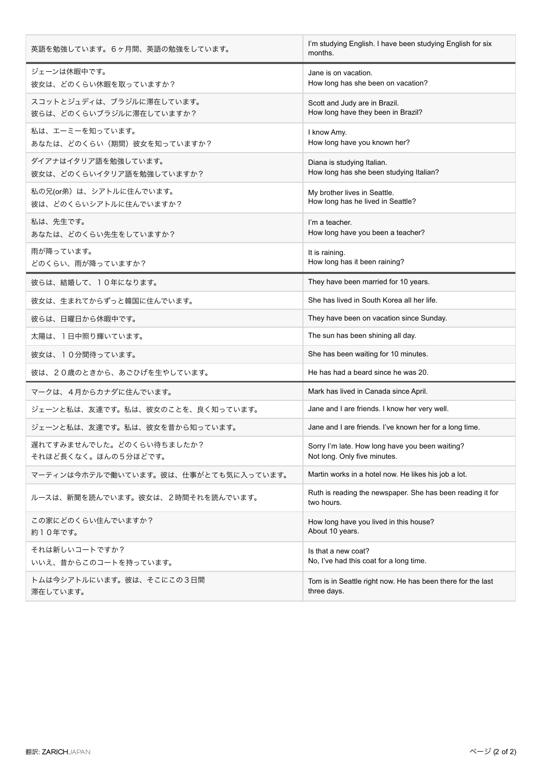| | |
|---|---|
| 英語を勉強しています。６ヶ月間、英語の勉強をしています。 | I'm studying English. I have been studying English for six months. |
| ジェーンは休暇中です。<br>彼女は、どのくらい休暇を取っていますか？ | Jane is on vacation.<br>How long has she been on vacation? |
| スコットとジュディは、ブラジルに滞在しています。<br>彼らは、どのくらいブラジルに滞在していますか？ | Scott and Judy are in Brazil.<br>How long have they been in Brazil? |
| 私は、エーミーを知っています。<br>あなたは、どのくらい（期間）彼女を知っていますか？ | I know Amy.<br>How long have you known her? |
| ダイアナはイタリア語を勉強しています。<br>彼女は、どのくらいイタリア語を勉強していますか？ | Diana is studying Italian.<br>How long has she been studying Italian? |
| 私の兄(or弟）は、シアトルに住んでいます。<br>彼は、どのくらいシアトルに住んでいますか？ | My brother lives in Seattle.<br>How long has he lived in Seattle? |
| 私は、先生です。<br>あなたは、どのくらい先生をしていますか？ | I'm a teacher.<br>How long have you been a teacher? |
| 雨が降っています。<br>どのくらい、雨が降っていますか？ | It is raining.<br>How long has it been raining? |
| 彼らは、結婚して、１０年になります。 | They have been married for 10 years. |
| 彼女は、生まれてからずっと韓国に住んでいます。 | She has lived in South Korea all her life. |
| 彼らは、日曜日から休暇中です。 | They have been on vacation since Sunday. |
| 太陽は、１日中照り輝いています。 | The sun has been shining all day. |
| 彼女は、１０分間待っています。 | She has been waiting for 10 minutes. |
| 彼は、２０歳のときから、あごひげを生やしています。 | He has had a beard since he was 20. |
| マークは、４月からカナダに住んでいます。 | Mark has lived in Canada since April. |
| ジェーンと私は、友達です。私は、彼女のことを、良く知っています。 | Jane and I are friends. I know her very well. |
| ジェーンと私は、友達です。私は、彼女を昔から知っています。 | Jane and I are friends. I've known her for a long time. |
| 遅れてすみませんでした。どのくらい待ちましたか？<br>それほど長くなく。ほんの５分ほどです。 | Sorry I'm late. How long have you been waiting?<br>Not long. Only five minutes. |
| マーティンは今ホテルで働いています。彼は、仕事がとても気に入っています。 | Martin works in a hotel now. He likes his job a lot. |
| ルースは、新聞を読んでいます。彼女は、２時間それを読んでいます。 | Ruth is reading the newspaper. She has been reading it for two hours. |
| この家にどのくらい住んでいますか？<br>約１０年です。 | How long have you lived in this house?<br>About 10 years. |
| それは新しいコートですか？<br>いいえ、昔からこのコートを持っています。 | Is that a new coat?<br>No, I've had this coat for a long time. |
| トムは今シアトルにいます。彼は、そこにこの３日間<br>滞在しています。 | Tom is in Seattle right now. He has been there for the last three days. |

翻訳: ZARICHJAPAN